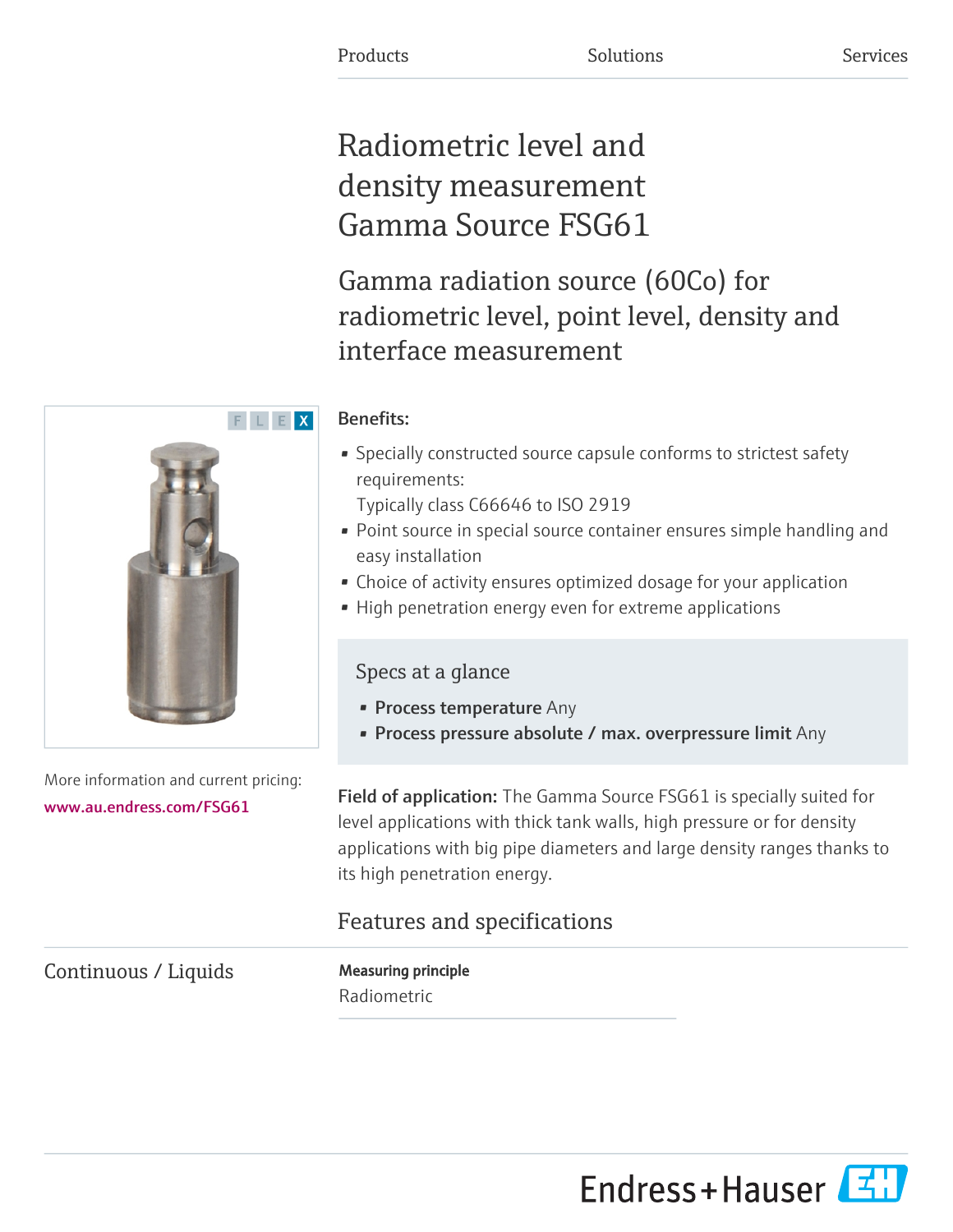Products Solutions Services

# Radiometric level and density measurement Gamma Source FSG61

## Gamma radiation source (60Co) for radiometric level, point level, density and interface measurement

F L E X

More information and current pricing:
www.au.endress.com/FSG61

**Benefits:**

- Specially constructed source capsule conforms to strictest safety requirements:
  Typically class C66646 to ISO 2919
- Point source in special source container ensures simple handling and easy installation
- Choice of activity ensures optimized dosage for your application
- High penetration energy even for extreme applications

### Specs at a glance

- **Process temperature** Any
- **Process pressure absolute / max. overpressure limit** Any

**Field of application:** The Gamma Source FSG61 is specially suited for level applications with thick tank walls, high pressure or for density applications with big pipe diameters and large density ranges thanks to its high penetration energy.

## Features and specifications

Continuous / Liquids

**Measuring principle**

Radiometric

Endress+Hauser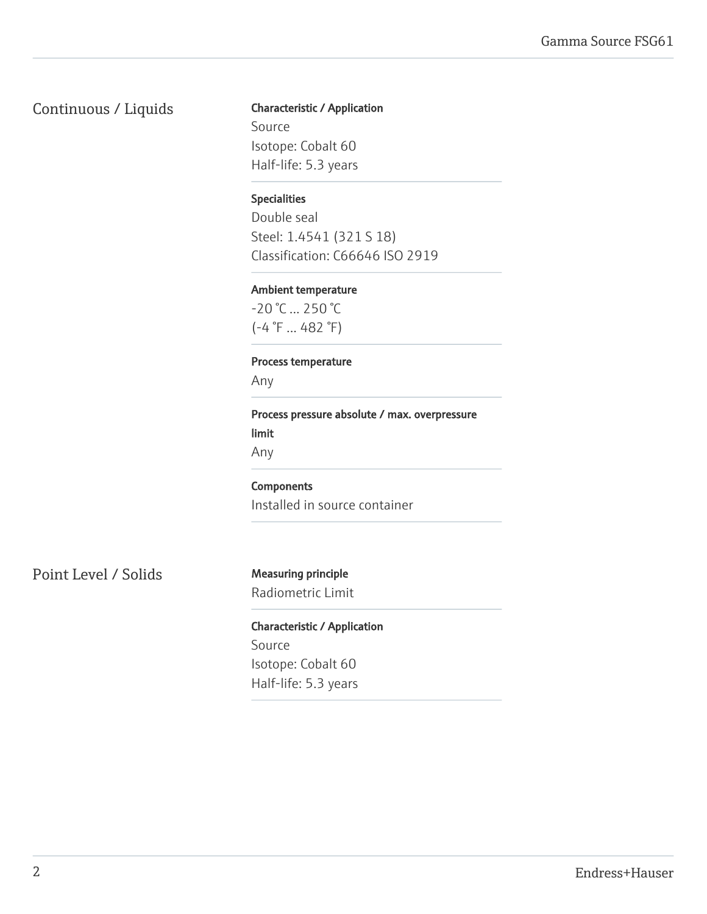## Continuous / Liquids

**Characteristic / Application**

Source
Isotope: Cobalt 60
Half-life: 5.3 years

**Specialities**

Double seal
Steel: 1.4541 (321 S 18)
Classification: C66646 ISO 2919

**Ambient temperature**

-20 °C ... 250 °C
(-4 °F ... 482 °F)

**Process temperature**

Any

**Process pressure absolute / max. overpressure limit**

Any

**Components**

Installed in source container

## Point Level / Solids

**Measuring principle**

Radiometric Limit

**Characteristic / Application**

Source
Isotope: Cobalt 60
Half-life: 5.3 years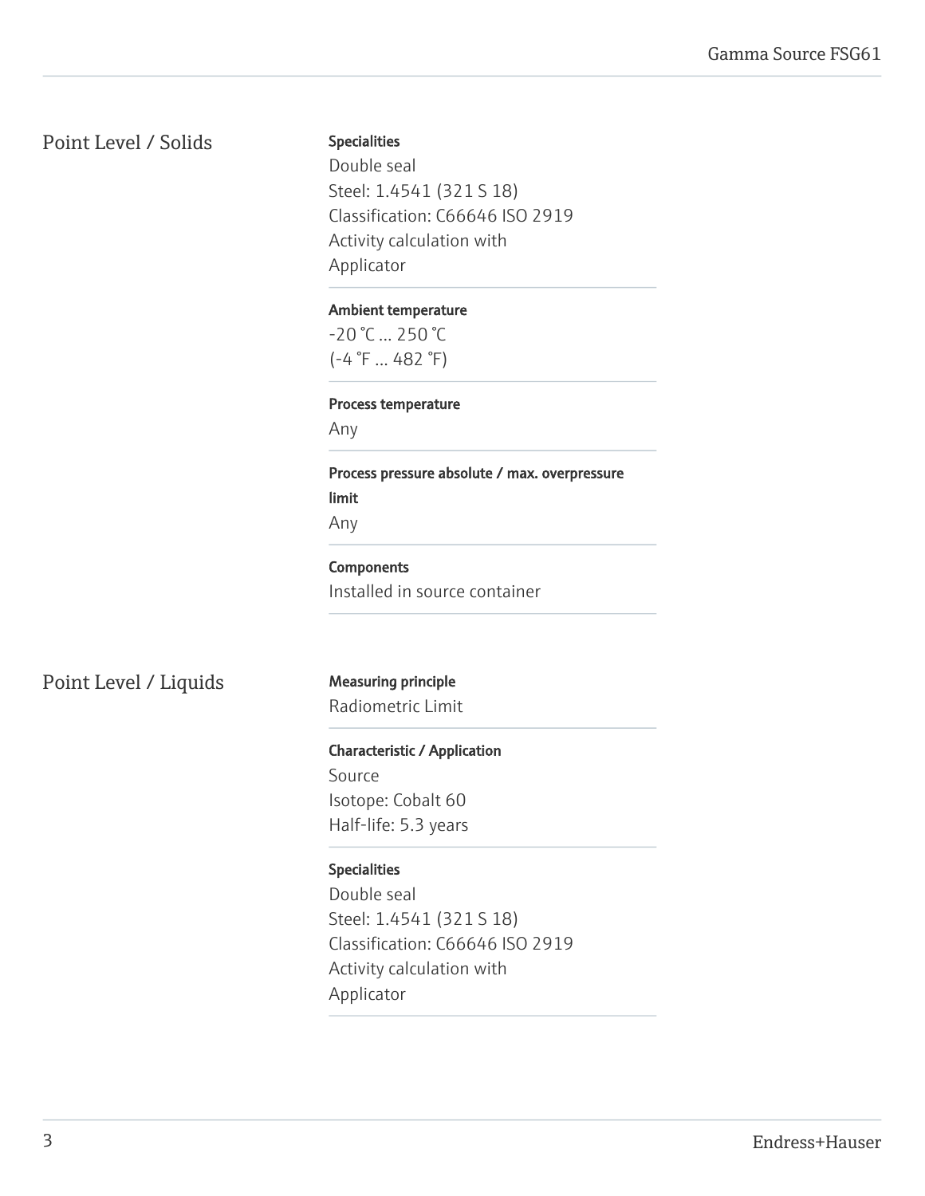## Point Level / Solids

**Specialities**

Double seal
Steel: 1.4541 (321 S 18)
Classification: C66646 ISO 2919
Activity calculation with
Applicator

**Ambient temperature**

-20 °C ... 250 °C
(-4 °F ... 482 °F)

**Process temperature**

Any

**Process pressure absolute / max. overpressure limit**

Any

**Components**

Installed in source container

## Point Level / Liquids

**Measuring principle**

Radiometric Limit

**Characteristic / Application**

Source
Isotope: Cobalt 60
Half-life: 5.3 years

**Specialities**

Double seal
Steel: 1.4541 (321 S 18)
Classification: C66646 ISO 2919
Activity calculation with
Applicator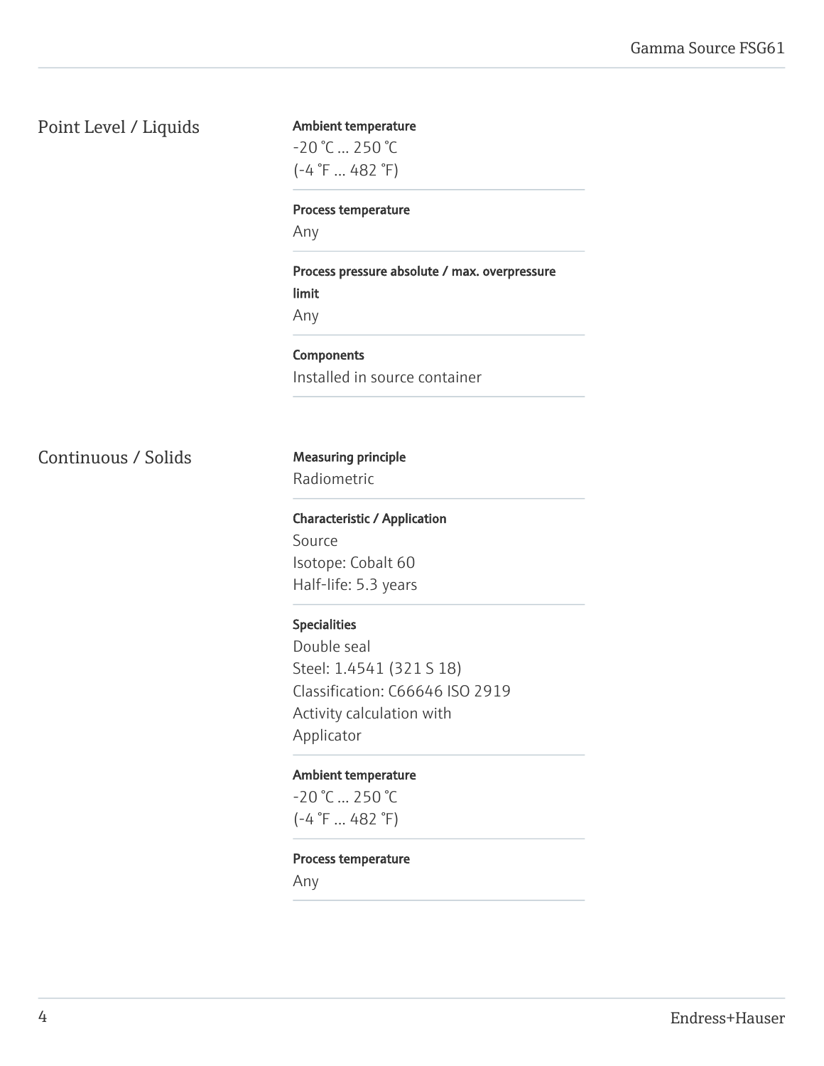## Point Level / Liquids

**Ambient temperature**
-20 °C ... 250 °C
(-4 °F ... 482 °F)

**Process temperature**
Any

**Process pressure absolute / max. overpressure limit**
Any

**Components**
Installed in source container

## Continuous / Solids

**Measuring principle**
Radiometric

**Characteristic / Application**
Source
Isotope: Cobalt 60
Half-life: 5.3 years

**Specialities**
Double seal
Steel: 1.4541 (321 S 18)
Classification: C66646 ISO 2919
Activity calculation with Applicator

**Ambient temperature**
-20 °C ... 250 °C
(-4 °F ... 482 °F)

**Process temperature**
Any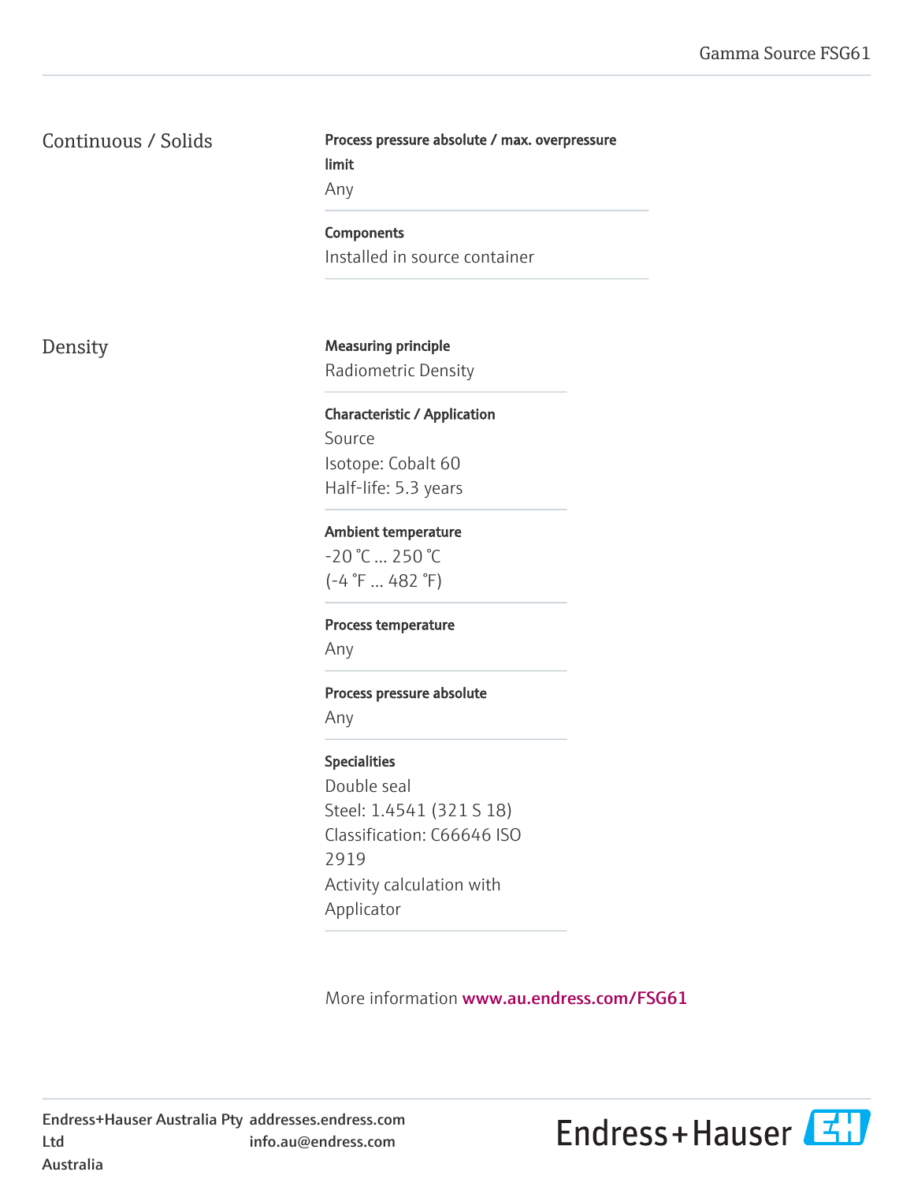## Continuous / Solids

**Process pressure absolute / max. overpressure limit**
Any

**Components**
Installed in source container

## Density

**Measuring principle**
Radiometric Density

**Characteristic / Application**
Source
Isotope: Cobalt 60
Half-life: 5.3 years

**Ambient temperature**
-20 °C ... 250 °C
(-4 °F ... 482 °F)

**Process temperature**
Any

**Process pressure absolute**
Any

**Specialities**
Double seal
Steel: 1.4541 (321 S 18)
Classification: C66646 ISO 2919
Activity calculation with Applicator

More information www.au.endress.com/FSG61

Endress+Hauser Australia Pty Ltd
Australia

addresses.endress.com
info.au@endress.com